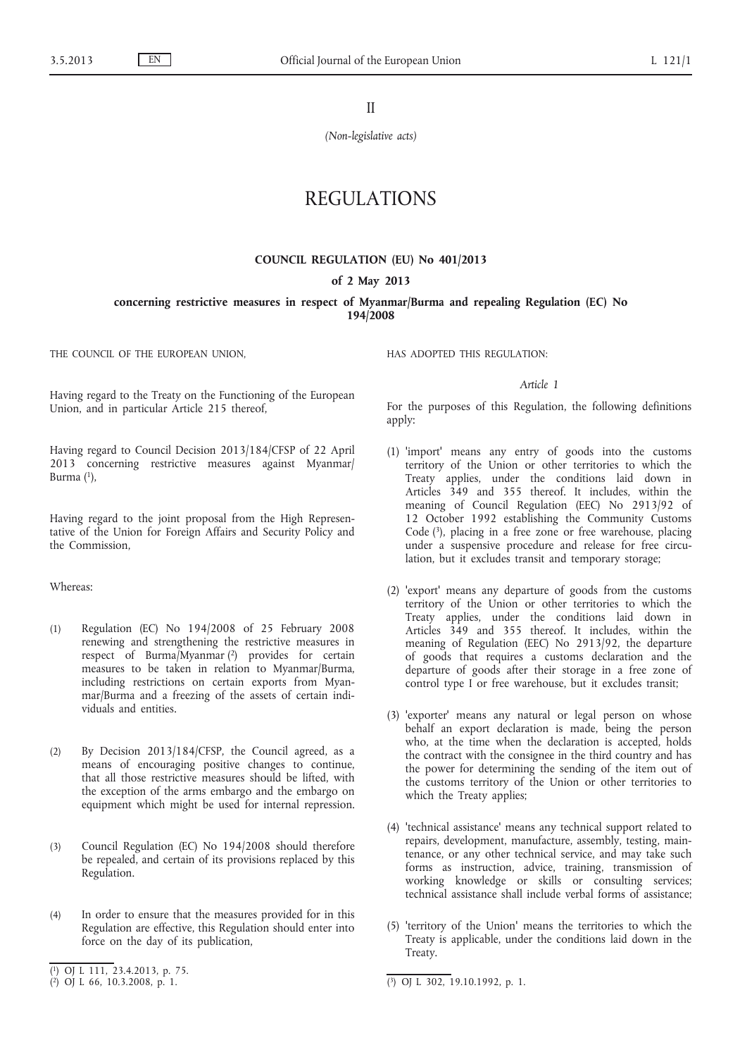II

*(Non-legislative acts)*

# REGULATIONS

## COUNCIL REGULATION (EU) No 401/2013

### of 2 May 2013

### concerning restrictive measures in respect of Myanmar/Burma and repealing Regulation (EC) No 194/2008

THE COUNCIL OF THE EUROPEAN UNION,

Having regard to the Treaty on the Functioning of the European Union, and in particular Article 215 thereof,

Having regard to Council Decision 2013/184/CFSP of 22 April 2013 concerning restrictive measures against Myanmar/Burma [1],

Having regard to the joint proposal from the High Representative of the Union for Foreign Affairs and Security Policy and the Commission,

Whereas:

(1) Regulation (EC) No 194/2008 of 25 February 2008 renewing and strengthening the restrictive measures in respect of Burma/Myanmar [2] provides for certain measures to be taken in relation to Myanmar/Burma, including restrictions on certain exports from Myanmar/Burma and a freezing of the assets of certain individuals and entities.

(2) By Decision 2013/184/CFSP, the Council agreed, as a means of encouraging positive changes to continue, that all those restrictive measures should be lifted, with the exception of the arms embargo and the embargo on equipment which might be used for internal repression.

(3) Council Regulation (EC) No 194/2008 should therefore be repealed, and certain of its provisions replaced by this Regulation.

(4) In order to ensure that the measures provided for in this Regulation are effective, this Regulation should enter into force on the day of its publication,

HAS ADOPTED THIS REGULATION:

*Article 1*

For the purposes of this Regulation, the following definitions apply:

(1) 'import' means any entry of goods into the customs territory of the Union or other territories to which the Treaty applies, under the conditions laid down in Articles 349 and 355 thereof. It includes, within the meaning of Council Regulation (EEC) No 2913/92 of 12 October 1992 establishing the Community Customs Code [3], placing in a free zone or free warehouse, placing under a suspensive procedure and release for free circulation, but it excludes transit and temporary storage;

(2) 'export' means any departure of goods from the customs territory of the Union or other territories to which the Treaty applies, under the conditions laid down in Articles 349 and 355 thereof. It includes, within the meaning of Regulation (EEC) No 2913/92, the departure of goods that requires a customs declaration and the departure of goods after their storage in a free zone of control type I or free warehouse, but it excludes transit;

(3) 'exporter' means any natural or legal person on whose behalf an export declaration is made, being the person who, at the time when the declaration is accepted, holds the contract with the consignee in the third country and has the power for determining the sending of the item out of the customs territory of the Union or other territories to which the Treaty applies;

(4) 'technical assistance' means any technical support related to repairs, development, manufacture, assembly, testing, maintenance, or any other technical service, and may take such forms as instruction, advice, training, transmission of working knowledge or skills or consulting services; technical assistance shall include verbal forms of assistance;

(5) 'territory of the Union' means the territories to which the Treaty is applicable, under the conditions laid down in the Treaty.

[1] OJ L 111, 23.4.2013, p. 75.

[2] OJ L 66, 10.3.2008, p. 1.

[3] OJ L 302, 19.10.1992, p. 1.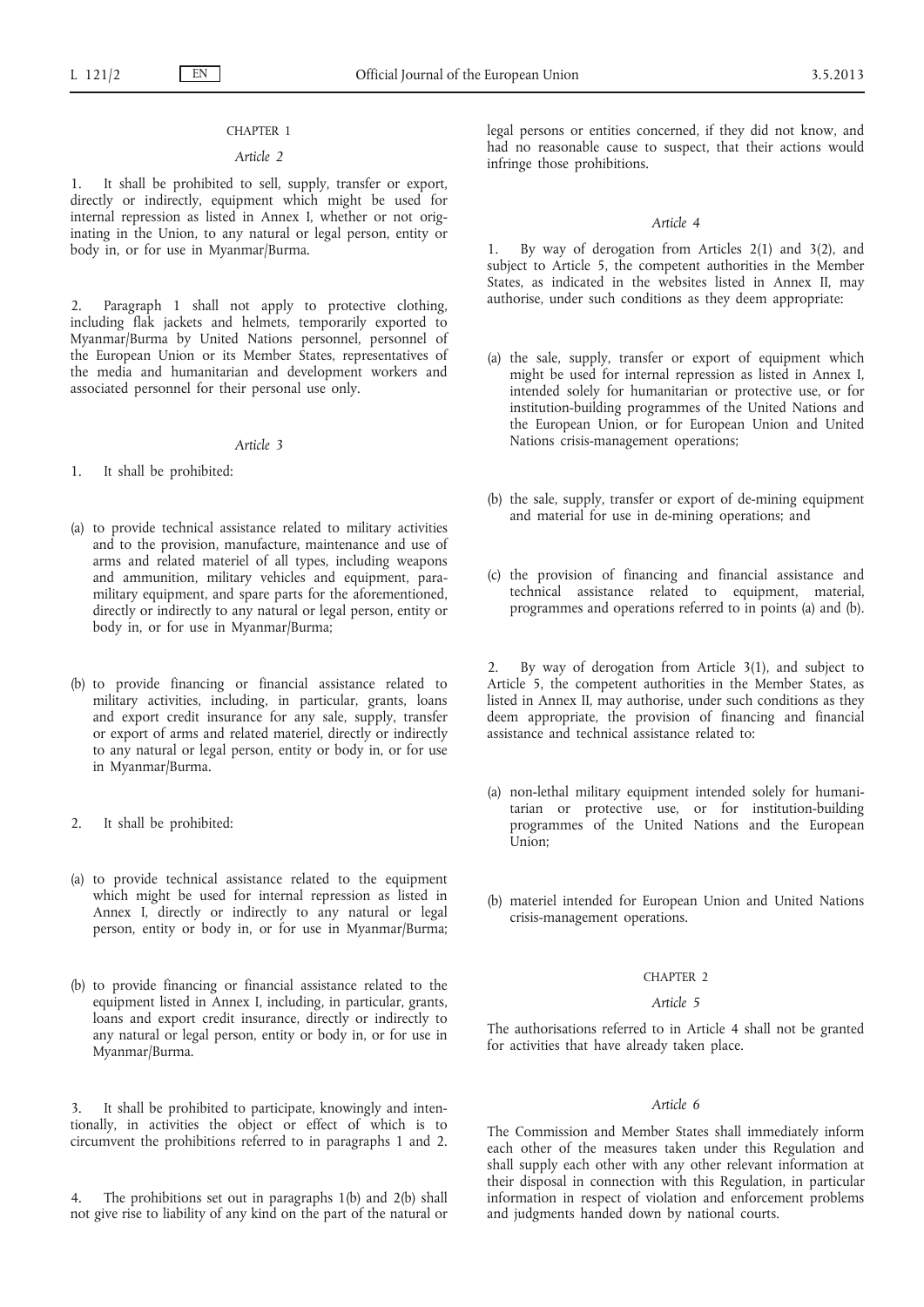CHAPTER 1

*Article 2*

1. It shall be prohibited to sell, supply, transfer or export, directly or indirectly, equipment which might be used for internal repression as listed in Annex I, whether or not originating in the Union, to any natural or legal person, entity or body in, or for use in Myanmar/Burma.

2. Paragraph 1 shall not apply to protective clothing, including flak jackets and helmets, temporarily exported to Myanmar/Burma by United Nations personnel, personnel of the European Union or its Member States, representatives of the media and humanitarian and development workers and associated personnel for their personal use only.

*Article 3*

1. It shall be prohibited:

(a) to provide technical assistance related to military activities and to the provision, manufacture, maintenance and use of arms and related materiel of all types, including weapons and ammunition, military vehicles and equipment, paramilitary equipment, and spare parts for the aforementioned, directly or indirectly to any natural or legal person, entity or body in, or for use in Myanmar/Burma;

(b) to provide financing or financial assistance related to military activities, including, in particular, grants, loans and export credit insurance for any sale, supply, transfer or export of arms and related materiel, directly or indirectly to any natural or legal person, entity or body in, or for use in Myanmar/Burma.

2. It shall be prohibited:

(a) to provide technical assistance related to the equipment which might be used for internal repression as listed in Annex I, directly or indirectly to any natural or legal person, entity or body in, or for use in Myanmar/Burma;

(b) to provide financing or financial assistance related to the equipment listed in Annex I, including, in particular, grants, loans and export credit insurance, directly or indirectly to any natural or legal person, entity or body in, or for use in Myanmar/Burma.

3. It shall be prohibited to participate, knowingly and intentionally, in activities the object or effect of which is to circumvent the prohibitions referred to in paragraphs 1 and 2.

4. The prohibitions set out in paragraphs 1(b) and 2(b) shall not give rise to liability of any kind on the part of the natural or legal persons or entities concerned, if they did not know, and had no reasonable cause to suspect, that their actions would infringe those prohibitions.

*Article 4*

1. By way of derogation from Articles 2(1) and 3(2), and subject to Article 5, the competent authorities in the Member States, as indicated in the websites listed in Annex II, may authorise, under such conditions as they deem appropriate:

(a) the sale, supply, transfer or export of equipment which might be used for internal repression as listed in Annex I, intended solely for humanitarian or protective use, or for institution-building programmes of the United Nations and the European Union, or for European Union and United Nations crisis-management operations;

(b) the sale, supply, transfer or export of de-mining equipment and material for use in de-mining operations; and

(c) the provision of financing and financial assistance and technical assistance related to equipment, material, programmes and operations referred to in points (a) and (b).

2. By way of derogation from Article 3(1), and subject to Article 5, the competent authorities in the Member States, as listed in Annex II, may authorise, under such conditions as they deem appropriate, the provision of financing and financial assistance and technical assistance related to:

(a) non-lethal military equipment intended solely for humanitarian or protective use, or for institution-building programmes of the United Nations and the European Union;

(b) materiel intended for European Union and United Nations crisis-management operations.

CHAPTER 2

*Article 5*

The authorisations referred to in Article 4 shall not be granted for activities that have already taken place.

*Article 6*

The Commission and Member States shall immediately inform each other of the measures taken under this Regulation and shall supply each other with any other relevant information at their disposal in connection with this Regulation, in particular information in respect of violation and enforcement problems and judgments handed down by national courts.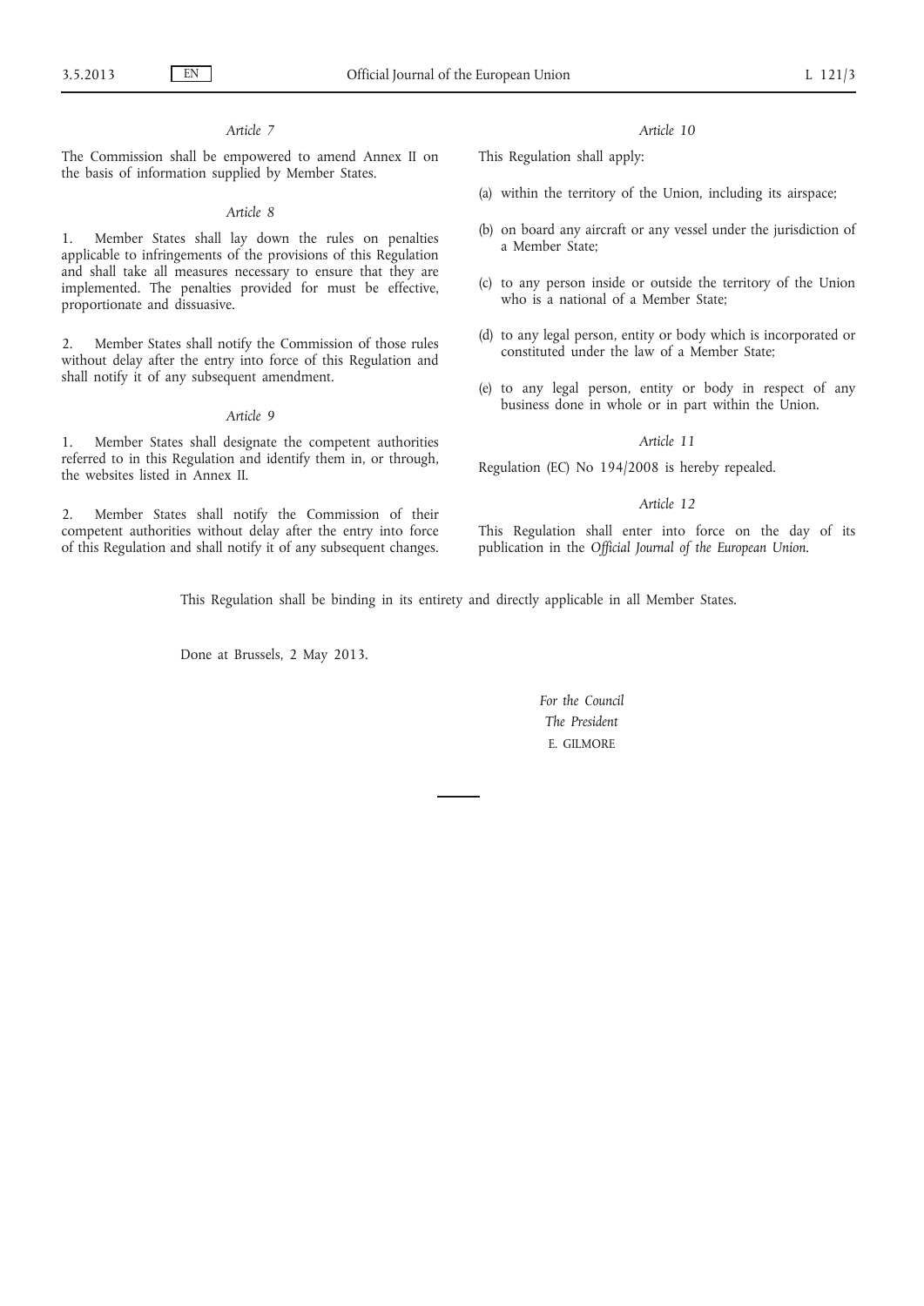*Article 7*

The Commission shall be empowered to amend Annex II on the basis of information supplied by Member States.

*Article 8*

1. Member States shall lay down the rules on penalties applicable to infringements of the provisions of this Regulation and shall take all measures necessary to ensure that they are implemented. The penalties provided for must be effective, proportionate and dissuasive.

2. Member States shall notify the Commission of those rules without delay after the entry into force of this Regulation and shall notify it of any subsequent amendment.

*Article 9*

1. Member States shall designate the competent authorities referred to in this Regulation and identify them in, or through, the websites listed in Annex II.

2. Member States shall notify the Commission of their competent authorities without delay after the entry into force of this Regulation and shall notify it of any subsequent changes.

*Article 10*

This Regulation shall apply:

(a) within the territory of the Union, including its airspace;

(b) on board any aircraft or any vessel under the jurisdiction of a Member State;

(c) to any person inside or outside the territory of the Union who is a national of a Member State;

(d) to any legal person, entity or body which is incorporated or constituted under the law of a Member State;

(e) to any legal person, entity or body in respect of any business done in whole or in part within the Union.

*Article 11*

Regulation (EC) No 194/2008 is hereby repealed.

*Article 12*

This Regulation shall enter into force on the day of its publication in the *Official Journal of the European Union*.

This Regulation shall be binding in its entirety and directly applicable in all Member States.

Done at Brussels, 2 May 2013.

*For the Council*

*The President*

E. GILMORE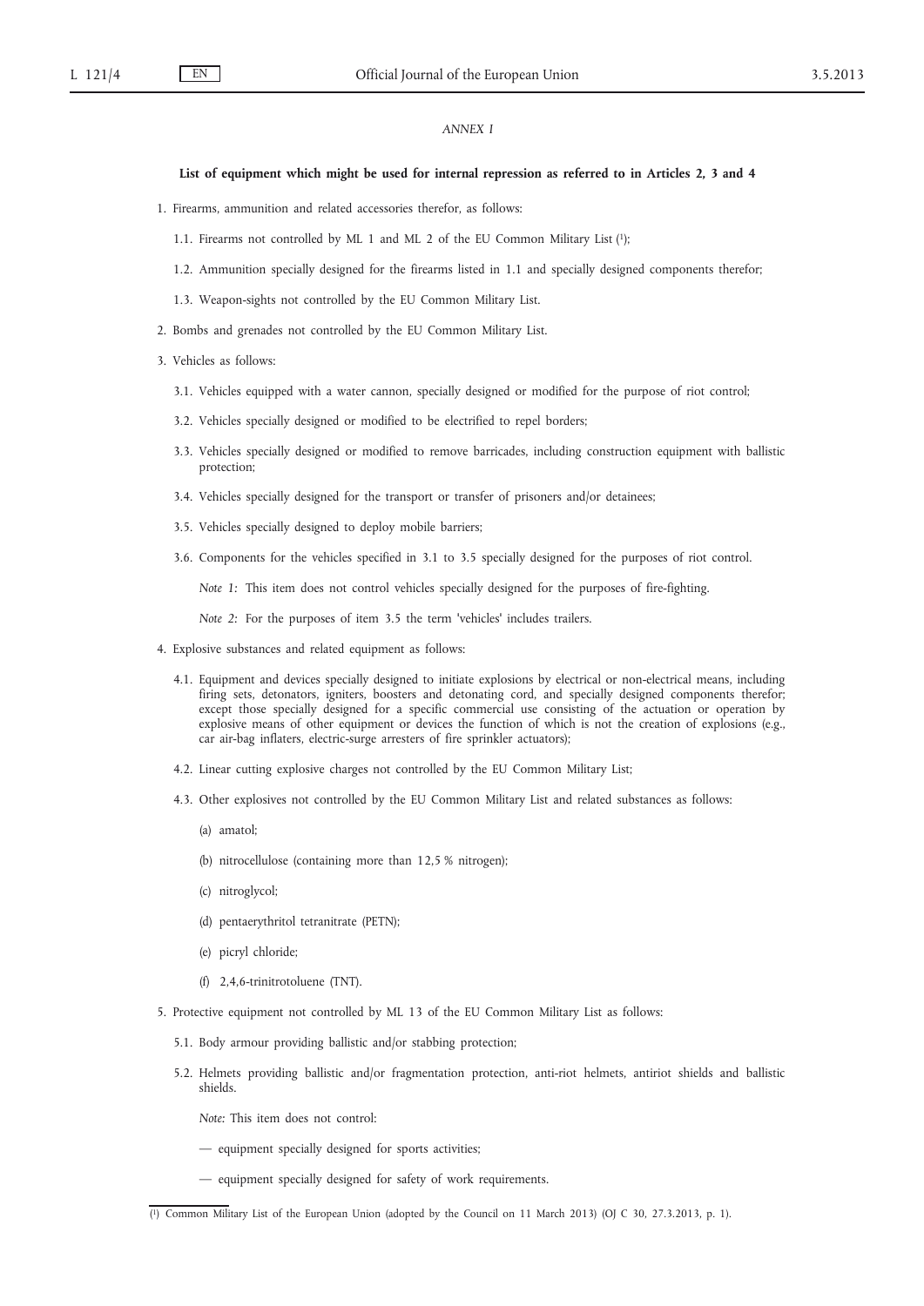*ANNEX I*

**List of equipment which might be used for internal repression as referred to in Articles 2, 3 and 4**

1. Firearms, ammunition and related accessories therefor, as follows:

   1.1. Firearms not controlled by ML 1 and ML 2 of the EU Common Military List [1];

   1.2. Ammunition specially designed for the firearms listed in 1.1 and specially designed components therefor;

   1.3. Weapon-sights not controlled by the EU Common Military List.

2. Bombs and grenades not controlled by the EU Common Military List.

3. Vehicles as follows:

   3.1. Vehicles equipped with a water cannon, specially designed or modified for the purpose of riot control;

   3.2. Vehicles specially designed or modified to be electrified to repel borders;

   3.3. Vehicles specially designed or modified to remove barricades, including construction equipment with ballistic protection;

   3.4. Vehicles specially designed for the transport or transfer of prisoners and/or detainees;

   3.5. Vehicles specially designed to deploy mobile barriers;

   3.6. Components for the vehicles specified in 3.1 to 3.5 specially designed for the purposes of riot control.

   *Note 1:* This item does not control vehicles specially designed for the purposes of fire-fighting.

   *Note 2:* For the purposes of item 3.5 the term 'vehicles' includes trailers.

4. Explosive substances and related equipment as follows:

   4.1. Equipment and devices specially designed to initiate explosions by electrical or non-electrical means, including firing sets, detonators, igniters, boosters and detonating cord, and specially designed components therefor; except those specially designed for a specific commercial use consisting of the actuation or operation by explosive means of other equipment or devices the function of which is not the creation of explosions (e.g., car air-bag inflaters, electric-surge arresters of fire sprinkler actuators);

   4.2. Linear cutting explosive charges not controlled by the EU Common Military List;

   4.3. Other explosives not controlled by the EU Common Military List and related substances as follows:

   (a) amatol;

   (b) nitrocellulose (containing more than 12,5 % nitrogen);

   (c) nitroglycol;

   (d) pentaerythritol tetranitrate (PETN);

   (e) picryl chloride;

   (f) 2,4,6-trinitrotoluene (TNT).

5. Protective equipment not controlled by ML 13 of the EU Common Military List as follows:

   5.1. Body armour providing ballistic and/or stabbing protection;

   5.2. Helmets providing ballistic and/or fragmentation protection, anti-riot helmets, antiriot shields and ballistic shields.

   *Note:* This item does not control:

   — equipment specially designed for sports activities;

   — equipment specially designed for safety of work requirements.

---

[1] Common Military List of the European Union (adopted by the Council on 11 March 2013) (OJ C 30, 27.3.2013, p. 1).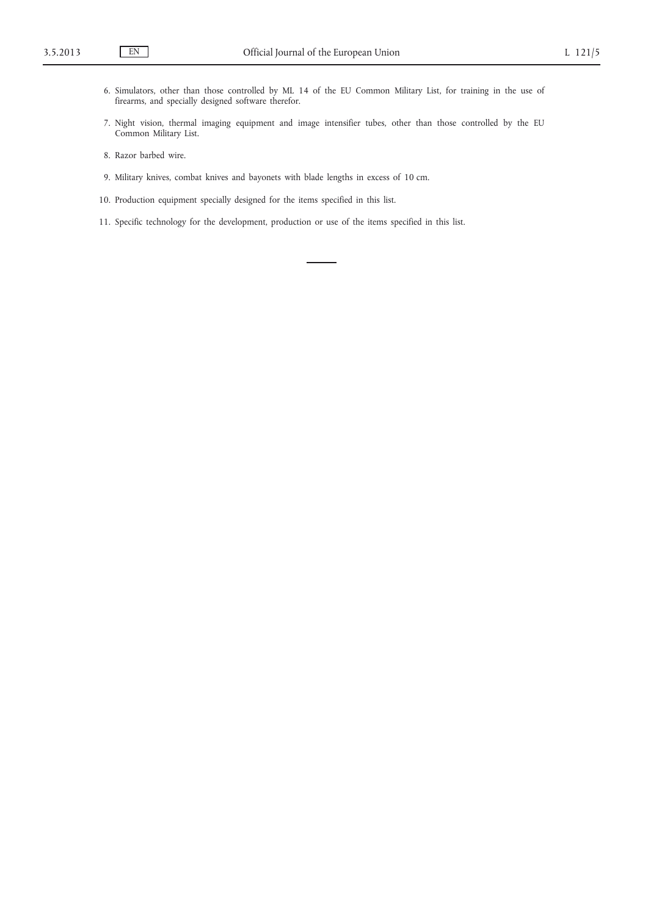6. Simulators, other than those controlled by ML 14 of the EU Common Military List, for training in the use of firearms, and specially designed software therefor.

7. Night vision, thermal imaging equipment and image intensifier tubes, other than those controlled by the EU Common Military List.

8. Razor barbed wire.

9. Military knives, combat knives and bayonets with blade lengths in excess of 10 cm.

10. Production equipment specially designed for the items specified in this list.

11. Specific technology for the development, production or use of the items specified in this list.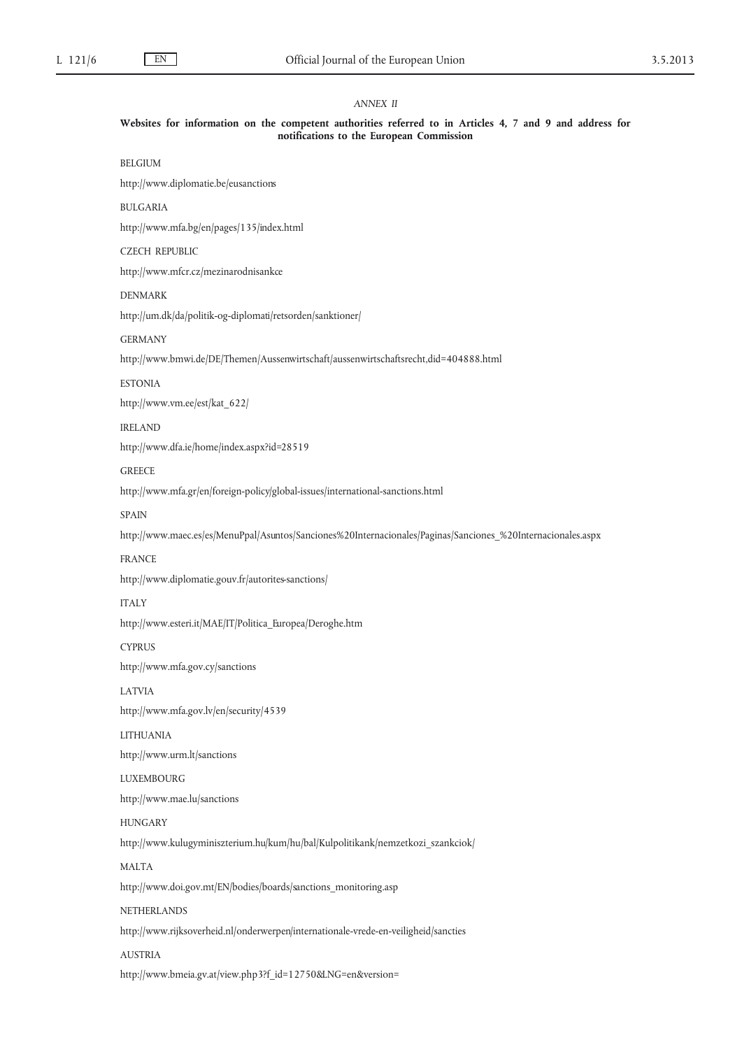*ANNEX II*

**Websites for information on the competent authorities referred to in Articles 4, 7 and 9 and address for notifications to the European Commission**

BELGIUM

http://www.diplomatie.be/eusanctions

BULGARIA

http://www.mfa.bg/en/pages/135/index.html

CZECH REPUBLIC

http://www.mfcr.cz/mezinarodnisankce

DENMARK

http://um.dk/da/politik-og-diplomati/retsorden/sanktioner/

GERMANY

http://www.bmwi.de/DE/Themen/Aussenwirtschaft/aussenwirtschaftsrecht,did=404888.html

ESTONIA

http://www.vm.ee/est/kat_622/

IRELAND

http://www.dfa.ie/home/index.aspx?id=28519

GREECE

http://www.mfa.gr/en/foreign-policy/global-issues/international-sanctions.html

SPAIN

http://www.maec.es/es/MenuPpal/Asuntos/Sanciones%20Internacionales/Paginas/Sanciones_%20Internacionales.aspx

FRANCE

http://www.diplomatie.gouv.fr/autorites-sanctions/

ITALY

http://www.esteri.it/MAE/IT/Politica_Europea/Deroghe.htm

CYPRUS

http://www.mfa.gov.cy/sanctions

LATVIA

http://www.mfa.gov.lv/en/security/4539

LITHUANIA

http://www.urm.lt/sanctions

LUXEMBOURG

http://www.mae.lu/sanctions

HUNGARY

http://www.kulugyminiszterium.hu/kum/hu/bal/Kulpolitikank/nemzetkozi_szankciok/

MALTA

http://www.doi.gov.mt/EN/bodies/boards/sanctions_monitoring.asp

NETHERLANDS

http://www.rijksoverheid.nl/onderwerpen/internationale-vrede-en-veiligheid/sancties

AUSTRIA

http://www.bmeia.gv.at/view.php3?f_id=12750&LNG=en&version=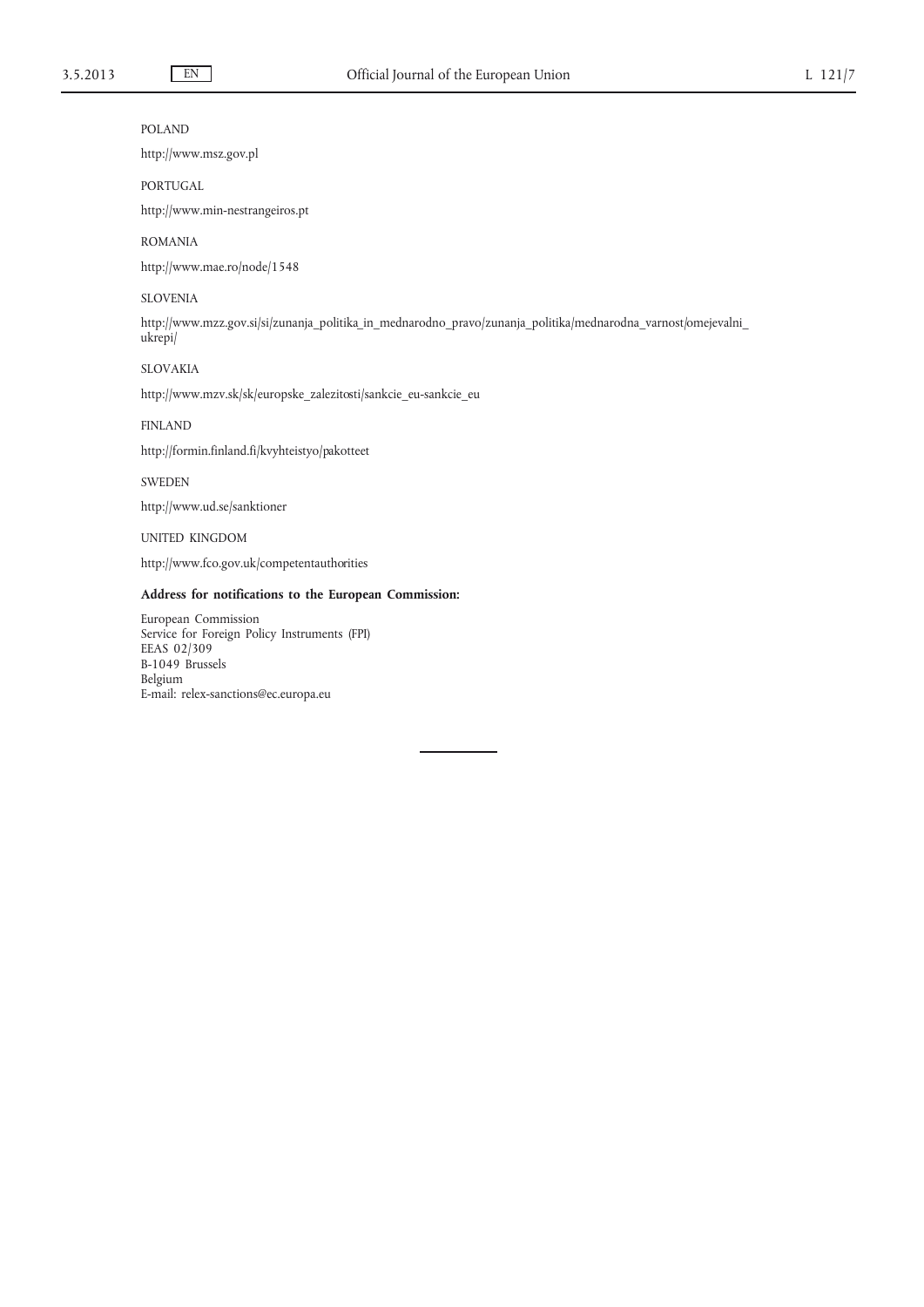POLAND

http://www.msz.gov.pl

PORTUGAL

http://www.min-nestrangeiros.pt

ROMANIA

http://www.mae.ro/node/1548

SLOVENIA

http://www.mzz.gov.si/si/zunanja_politika_in_mednarodno_pravo/zunanja_politika/mednarodna_varnost/omejevalni_ukrepi/

SLOVAKIA

http://www.mzv.sk/sk/europske_zalezitosti/sankcie_eu-sankcie_eu

FINLAND

http://formin.finland.fi/kvyhteistyo/pakotteet

SWEDEN

http://www.ud.se/sanktioner

UNITED KINGDOM

http://www.fco.gov.uk/competentauthorities

**Address for notifications to the European Commission:**

European Commission
Service for Foreign Policy Instruments (FPI)
EEAS 02/309
B-1049 Brussels
Belgium
E-mail: relex-sanctions@ec.europa.eu